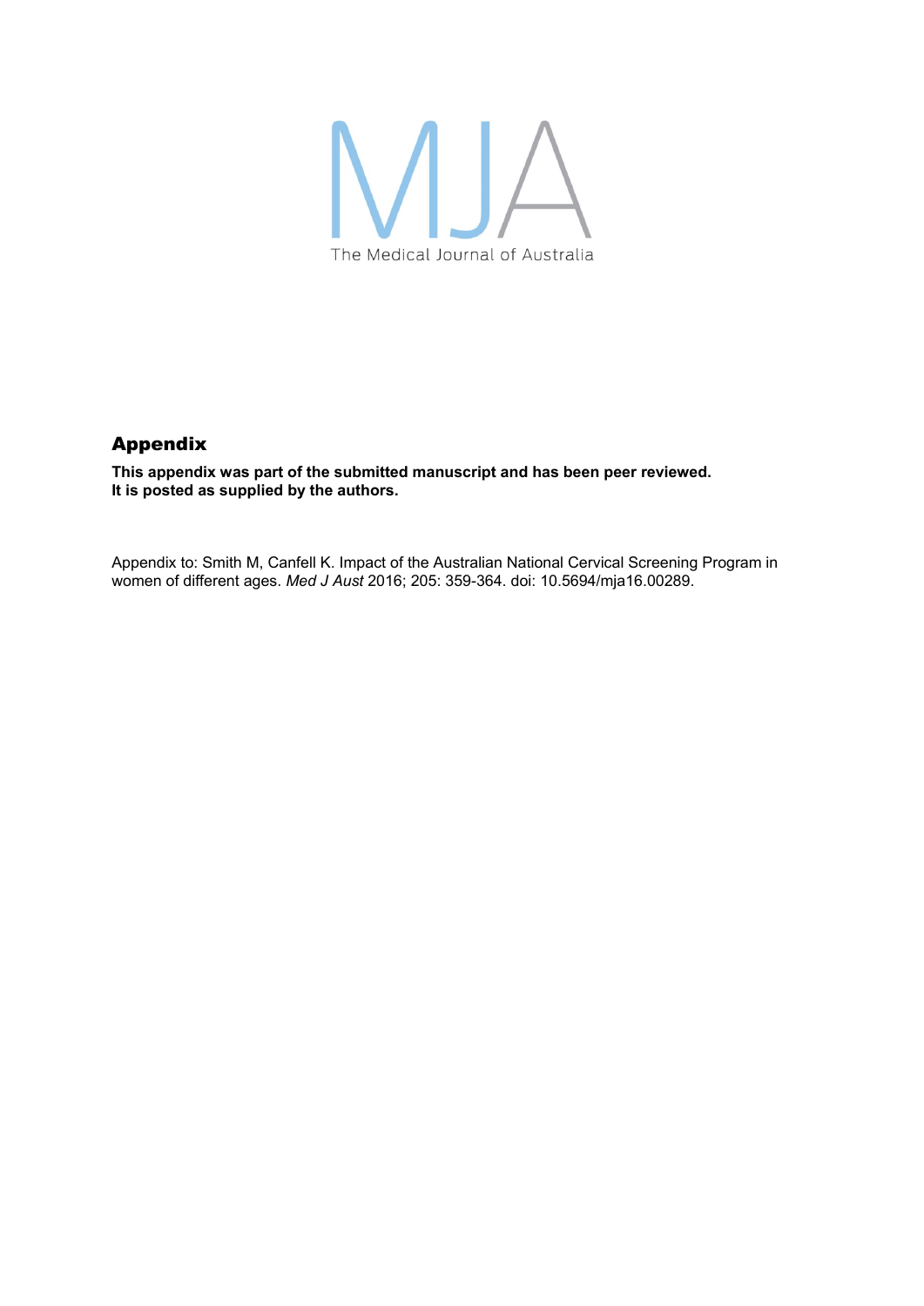MJA

The Medical Journal of Australia

## Appendix

**This appendix was part of the submitted manuscript and has been peer reviewed.**
**It is posted as supplied by the authors.**

Appendix to: Smith M, Canfell K. Impact of the Australian National Cervical Screening Program in women of different ages. *Med J Aust* 2016; 205: 359-364. doi: 10.5694/mja16.00289.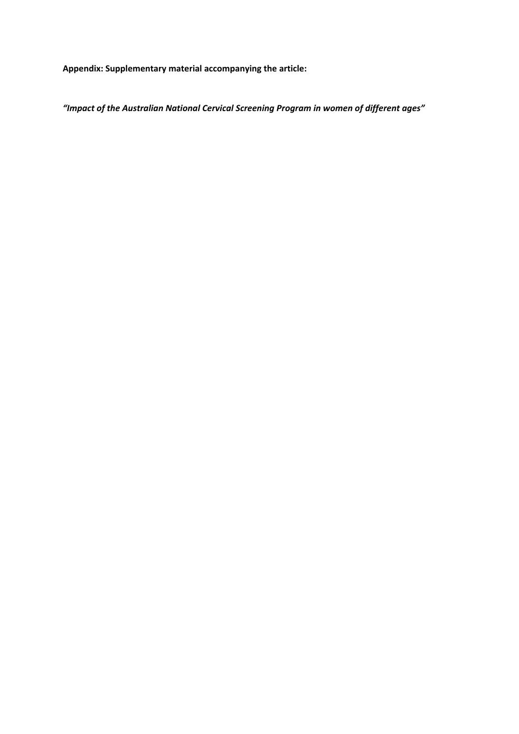**Appendix: Supplementary material accompanying the article:**

***"Impact of the Australian National Cervical Screening Program in women of different ages"***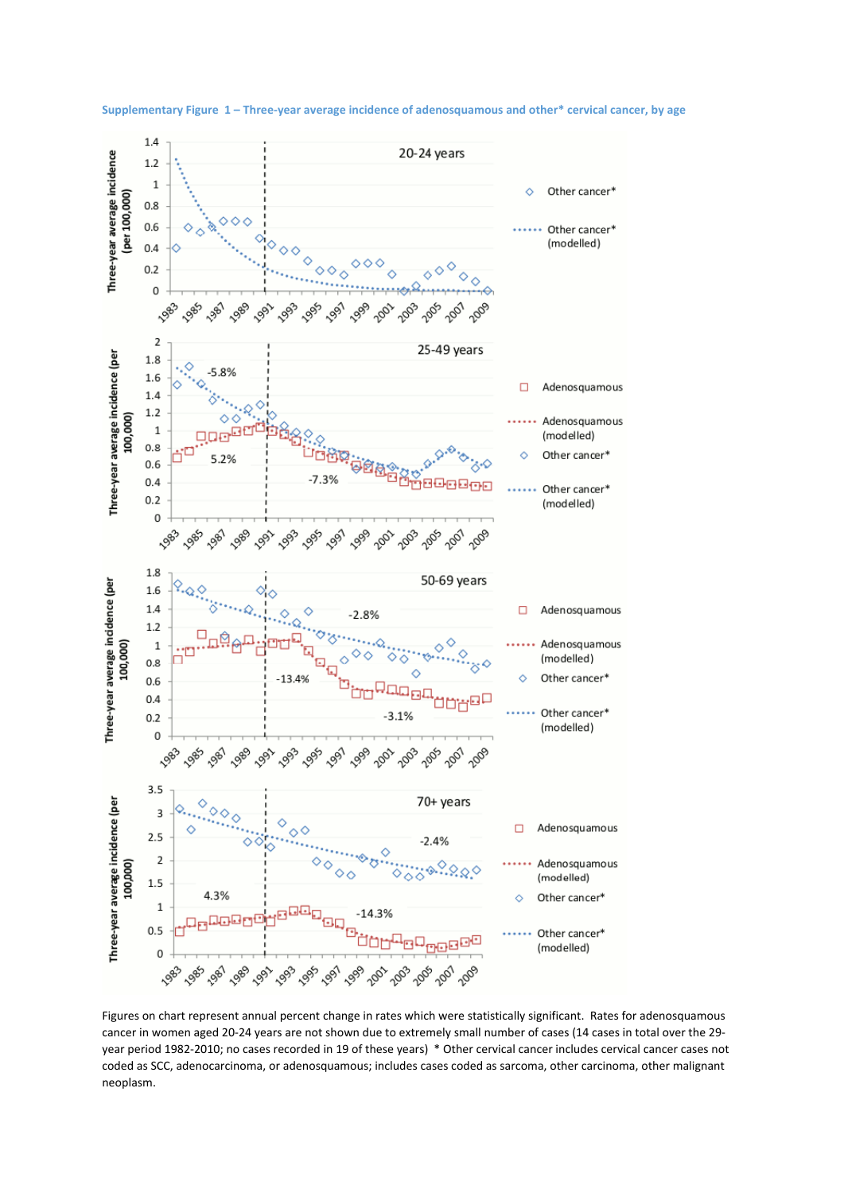**Supplementary Figure 1 – Three-year average incidence of adenosquamous and other* cervical cancer, by age**

Figures on chart represent annual percent change in rates which were statistically significant. Rates for adenosquamous cancer in women aged 20-24 years are not shown due to extremely small number of cases (14 cases in total over the 29-year period 1982-2010; no cases recorded in 19 of these years) * Other cervical cancer includes cervical cancer cases not coded as SCC, adenocarcinoma, or adenosquamous; includes cases coded as sarcoma, other carcinoma, other malignant neoplasm.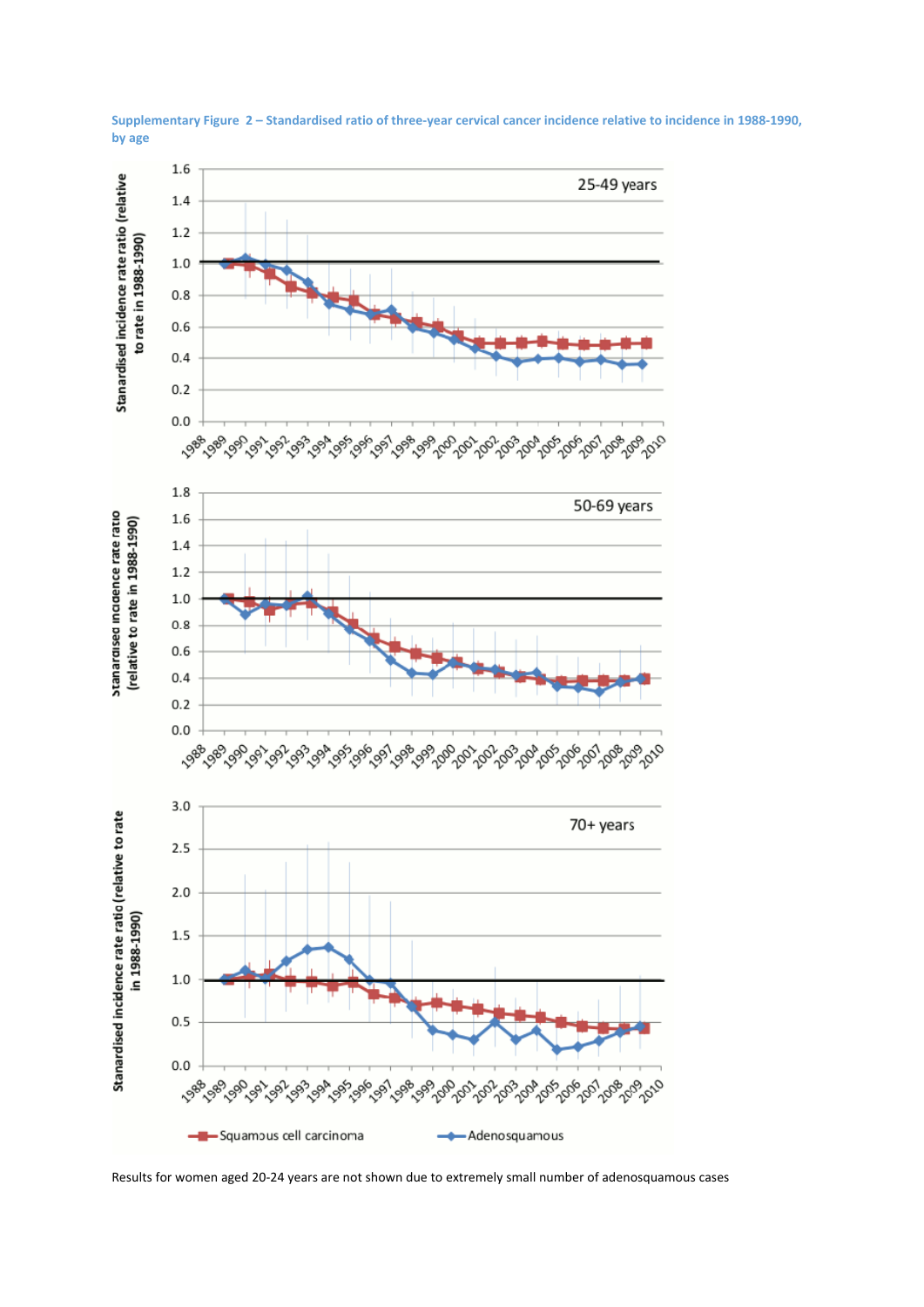Supplementary Figure 2 – Standardised ratio of three-year cervical cancer incidence relative to incidence in 1988-1990, by age

Results for women aged 20-24 years are not shown due to extremely small number of adenosquamous cases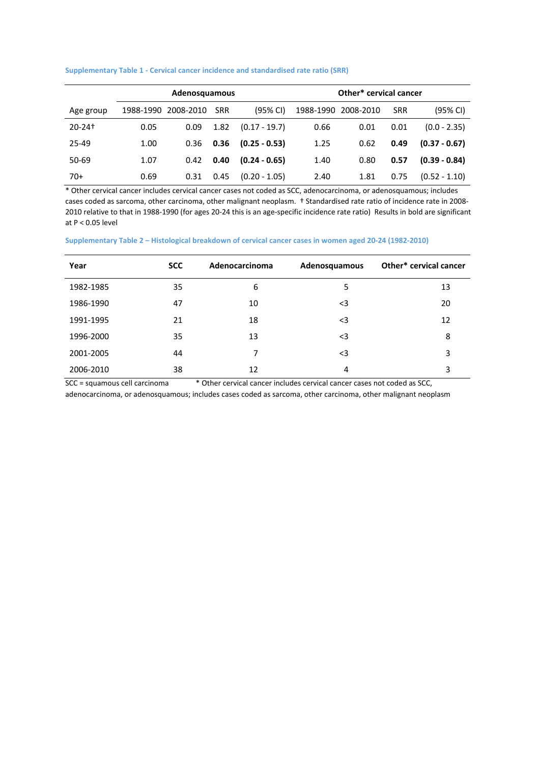**Supplementary Table 1 - Cervical cancer incidence and standardised rate ratio (SRR)**

| | Adenosquamous | | | | Other* cervical cancer | | | |
|---|---|---|---|---|---|---|---|---|
| Age group | 1988-1990 | 2008-2010 | SRR | (95% CI) | 1988-1990 | 2008-2010 | SRR | (95% CI) |
| 20-24† | 0.05 | 0.09 | 1.82 | (0.17 - 19.7) | 0.66 | 0.01 | 0.01 | (0.0 - 2.35) |
| 25-49 | 1.00 | 0.36 | **0.36** | **(0.25 - 0.53)** | 1.25 | 0.62 | **0.49** | **(0.37 - 0.67)** |
| 50-69 | 1.07 | 0.42 | **0.40** | **(0.24 - 0.65)** | 1.40 | 0.80 | **0.57** | **(0.39 - 0.84)** |
| 70+ | 0.69 | 0.31 | 0.45 | (0.20 - 1.05) | 2.40 | 1.81 | 0.75 | (0.52 - 1.10) |

* Other cervical cancer includes cervical cancer cases not coded as SCC, adenocarcinoma, or adenosquamous; includes cases coded as sarcoma, other carcinoma, other malignant neoplasm. † Standardised rate ratio of incidence rate in 2008-2010 relative to that in 1988-1990 (for ages 20-24 this is an age-specific incidence rate ratio) Results in bold are significant at P < 0.05 level

**Supplementary Table 2 – Histological breakdown of cervical cancer cases in women aged 20-24 (1982-2010)**

| Year | SCC | Adenocarcinoma | Adenosquamous | Other* cervical cancer |
|---|---|---|---|---|
| 1982-1985 | 35 | 6 | 5 | 13 |
| 1986-1990 | 47 | 10 | <3 | 20 |
| 1991-1995 | 21 | 18 | <3 | 12 |
| 1996-2000 | 35 | 13 | <3 | 8 |
| 2001-2005 | 44 | 7 | <3 | 3 |
| 2006-2010 | 38 | 12 | 4 | 3 |

SCC = squamous cell carcinoma * Other cervical cancer includes cervical cancer cases not coded as SCC, adenocarcinoma, or adenosquamous; includes cases coded as sarcoma, other carcinoma, other malignant neoplasm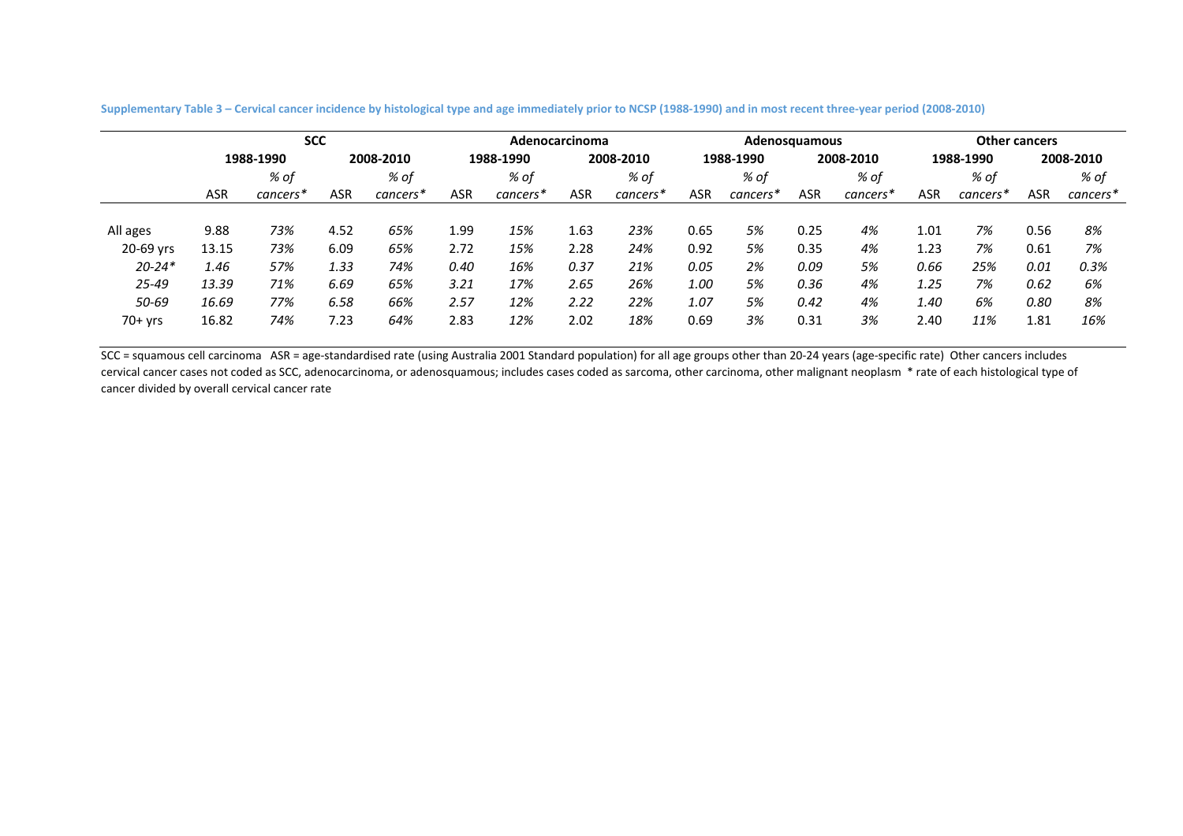**Supplementary Table 3 – Cervical cancer incidence by histological type and age immediately prior to NCSP (1988-1990) and in most recent three-year period (2008-2010)**

| | SCC | | | | Adenocarcinoma | | | | Adenosquamous | | | | Other cancers | | | |
|---|---|---|---|---|---|---|---|---|---|---|---|---|---|---|---|---|
| | 1988-1990 | | 2008-2010 | | 1988-1990 | | 2008-2010 | | 1988-1990 | | 2008-2010 | | 1988-1990 | | 2008-2010 | |
| | ASR | *% of cancers** | ASR | *% of cancers** | ASR | *% of cancers** | ASR | *% of cancers** | ASR | *% of cancers** | ASR | *% of cancers** | ASR | *% of cancers** | ASR | *% of cancers** |
| All ages | 9.88 | *73%* | 4.52 | *65%* | 1.99 | *15%* | 1.63 | *23%* | 0.65 | *5%* | 0.25 | *4%* | 1.01 | *7%* | 0.56 | *8%* |
| 20-69 yrs | 13.15 | *73%* | 6.09 | *65%* | 2.72 | *15%* | 2.28 | *24%* | 0.92 | *5%* | 0.35 | *4%* | 1.23 | *7%* | 0.61 | *7%* |
| *20-24** | *1.46* | *57%* | *1.33* | *74%* | *0.40* | *16%* | *0.37* | *21%* | *0.05* | *2%* | *0.09* | *5%* | *0.66* | *25%* | *0.01* | *0.3%* |
| *25-49* | *13.39* | *71%* | *6.69* | *65%* | *3.21* | *17%* | *2.65* | *26%* | *1.00* | *5%* | *0.36* | *4%* | *1.25* | *7%* | *0.62* | *6%* |
| *50-69* | *16.69* | *77%* | *6.58* | *66%* | *2.57* | *12%* | *2.22* | *22%* | *1.07* | *5%* | *0.42* | *4%* | *1.40* | *6%* | *0.80* | *8%* |
| 70+ yrs | 16.82 | *74%* | 7.23 | *64%* | 2.83 | *12%* | 2.02 | *18%* | 0.69 | *3%* | 0.31 | *3%* | 2.40 | *11%* | 1.81 | *16%* |

SCC = squamous cell carcinoma ASR = age-standardised rate (using Australia 2001 Standard population) for all age groups other than 20-24 years (age-specific rate) Other cancers includes cervical cancer cases not coded as SCC, adenocarcinoma, or adenosquamous; includes cases coded as sarcoma, other carcinoma, other malignant neoplasm * rate of each histological type of cancer divided by overall cervical cancer rate